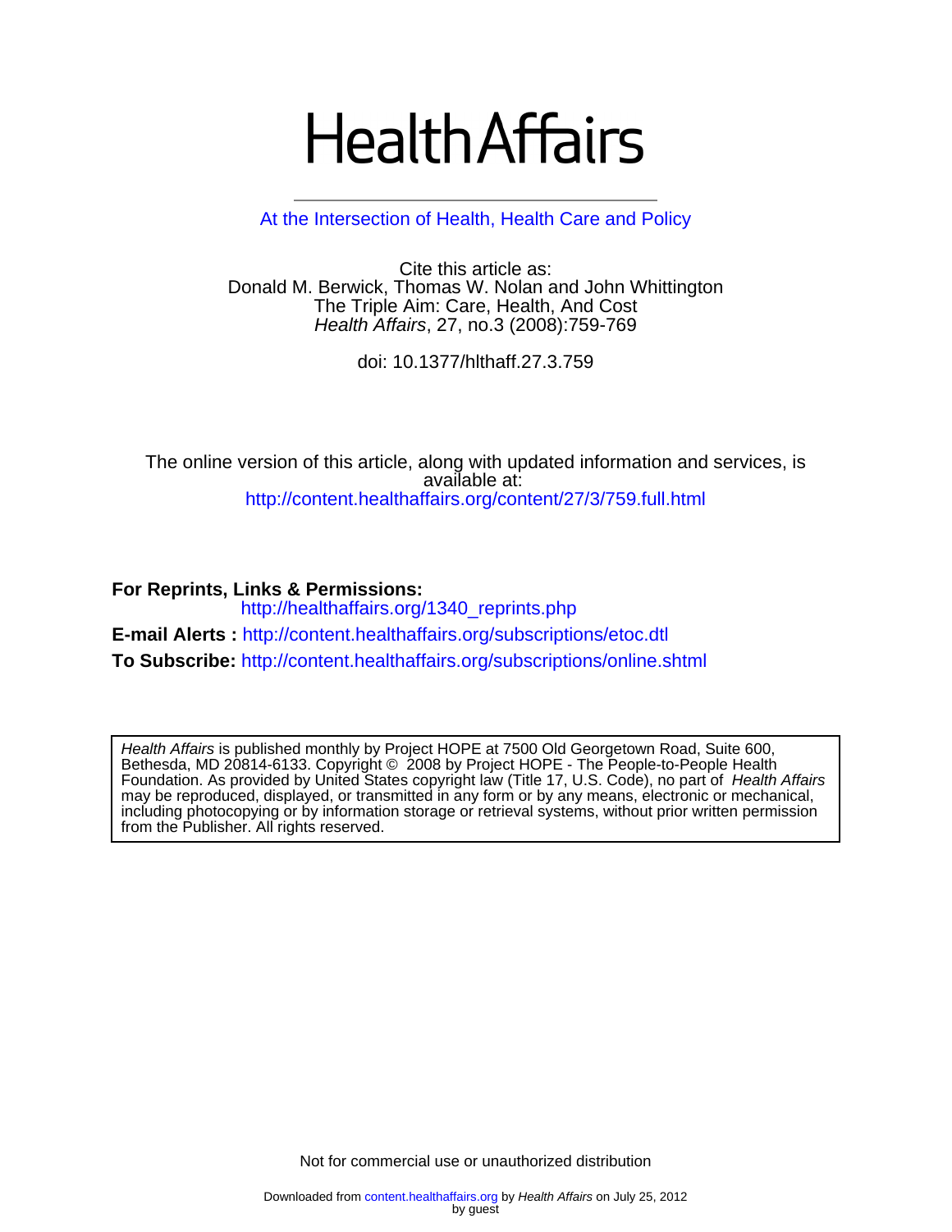# Health Affairs

At the Intersection of Health, Health Care and Policy

Cite this article as:
Donald M. Berwick, Thomas W. Nolan and John Whittington
The Triple Aim: Care, Health, And Cost
*Health Affairs*, 27, no.3 (2008):759-769

doi: 10.1377/hlthaff.27.3.759

The online version of this article, along with updated information and services, is available at:
http://content.healthaffairs.org/content/27/3/759.full.html

**For Reprints, Links & Permissions:**
http://healthaffairs.org/1340_reprints.php

**E-mail Alerts :** http://content.healthaffairs.org/subscriptions/etoc.dtl

**To Subscribe:** http://content.healthaffairs.org/subscriptions/online.shtml

*Health Affairs* is published monthly by Project HOPE at 7500 Old Georgetown Road, Suite 600, Bethesda, MD 20814-6133. Copyright © 2008 by Project HOPE - The People-to-People Health Foundation. As provided by United States copyright law (Title 17, U.S. Code), no part of *Health Affairs* may be reproduced, displayed, or transmitted in any form or by any means, electronic or mechanical, including photocopying or by information storage or retrieval systems, without prior written permission from the Publisher. All rights reserved.

Not for commercial use or unauthorized distribution

Downloaded from content.healthaffairs.org by *Health Affairs* on July 25, 2012
by guest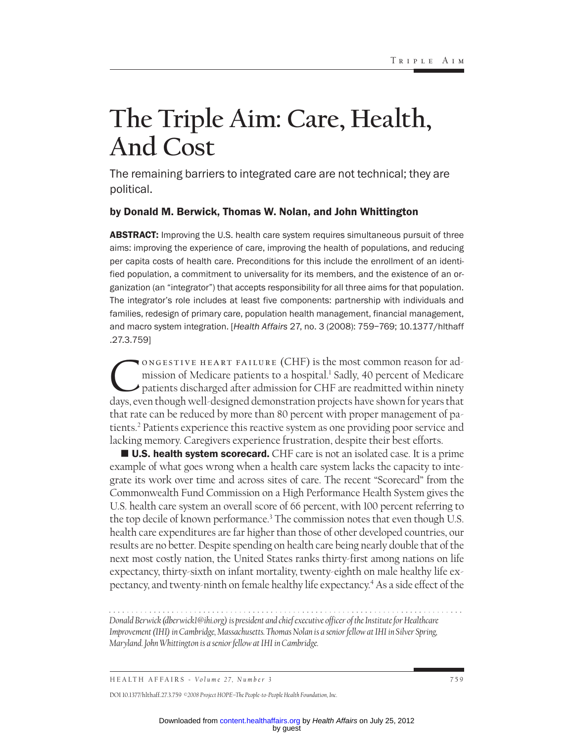# The Triple Aim: Care, Health, And Cost

The remaining barriers to integrated care are not technical; they are political.

**by Donald M. Berwick, Thomas W. Nolan, and John Whittington**

**ABSTRACT:** Improving the U.S. health care system requires simultaneous pursuit of three aims: improving the experience of care, improving the health of populations, and reducing per capita costs of health care. Preconditions for this include the enrollment of an identified population, a commitment to universality for its members, and the existence of an organization (an "integrator") that accepts responsibility for all three aims for that population. The integrator's role includes at least five components: partnership with individuals and families, redesign of primary care, population health management, financial management, and macro system integration. [*Health Affairs* 27, no. 3 (2008): 759–769; 10.1377/hlthaff.27.3.759]

Congestive heart failure (CHF) is the most common reason for admission of Medicare patients to a hospital.[1] Sadly, 40 percent of Medicare patients discharged after admission for CHF are readmitted within ninety days, even though well-designed demonstration projects have shown for years that that rate can be reduced by more than 80 percent with proper management of patients.[2] Patients experience this reactive system as one providing poor service and lacking memory. Caregivers experience frustration, despite their best efforts.

■ **U.S. health system scorecard.** CHF care is not an isolated case. It is a prime example of what goes wrong when a health care system lacks the capacity to integrate its work over time and across sites of care. The recent "Scorecard" from the Commonwealth Fund Commission on a High Performance Health System gives the U.S. health care system an overall score of 66 percent, with 100 percent referring to the top decile of known performance.[3] The commission notes that even though U.S. health care expenditures are far higher than those of other developed countries, our results are no better. Despite spending on health care being nearly double that of the next most costly nation, the United States ranks thirty-first among nations on life expectancy, thirty-sixth on infant mortality, twenty-eighth on male healthy life expectancy, and twenty-ninth on female healthy life expectancy.[4] As a side effect of the

*Donald Berwick (dberwick1@ihi.org) is president and chief executive officer of the Institute for Healthcare Improvement (IHI) in Cambridge, Massachusetts. Thomas Nolan is a senior fellow at IHI in Silver Spring, Maryland. John Whittington is a senior fellow at IHI in Cambridge.*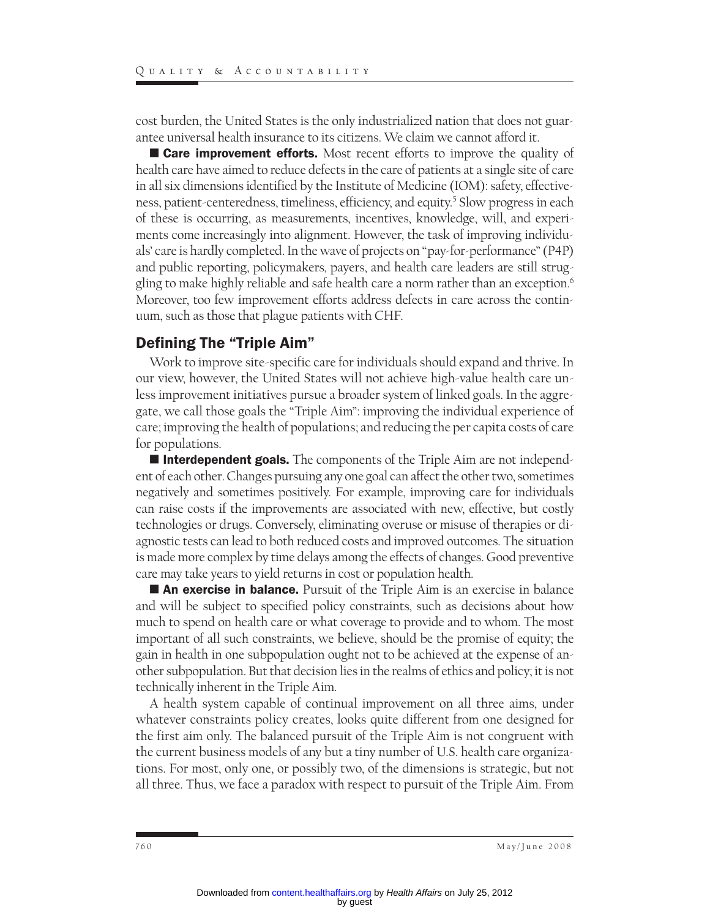cost burden, the United States is the only industrialized nation that does not guarantee universal health insurance to its citizens. We claim we cannot afford it.

■ **Care improvement efforts.** Most recent efforts to improve the quality of health care have aimed to reduce defects in the care of patients at a single site of care in all six dimensions identified by the Institute of Medicine (IOM): safety, effectiveness, patient-centeredness, timeliness, efficiency, and equity.[5] Slow progress in each of these is occurring, as measurements, incentives, knowledge, will, and experiments come increasingly into alignment. However, the task of improving individuals' care is hardly completed. In the wave of projects on "pay-for-performance" (P4P) and public reporting, policymakers, payers, and health care leaders are still struggling to make highly reliable and safe health care a norm rather than an exception.[6] Moreover, too few improvement efforts address defects in care across the continuum, such as those that plague patients with CHF.

## Defining The "Triple Aim"

Work to improve site-specific care for individuals should expand and thrive. In our view, however, the United States will not achieve high-value health care unless improvement initiatives pursue a broader system of linked goals. In the aggregate, we call those goals the "Triple Aim": improving the individual experience of care; improving the health of populations; and reducing the per capita costs of care for populations.

■ **Interdependent goals.** The components of the Triple Aim are not independent of each other. Changes pursuing any one goal can affect the other two, sometimes negatively and sometimes positively. For example, improving care for individuals can raise costs if the improvements are associated with new, effective, but costly technologies or drugs. Conversely, eliminating overuse or misuse of therapies or diagnostic tests can lead to both reduced costs and improved outcomes. The situation is made more complex by time delays among the effects of changes. Good preventive care may take years to yield returns in cost or population health.

■ **An exercise in balance.** Pursuit of the Triple Aim is an exercise in balance and will be subject to specified policy constraints, such as decisions about how much to spend on health care or what coverage to provide and to whom. The most important of all such constraints, we believe, should be the promise of equity; the gain in health in one subpopulation ought not to be achieved at the expense of another subpopulation. But that decision lies in the realms of ethics and policy; it is not technically inherent in the Triple Aim.

A health system capable of continual improvement on all three aims, under whatever constraints policy creates, looks quite different from one designed for the first aim only. The balanced pursuit of the Triple Aim is not congruent with the current business models of any but a tiny number of U.S. health care organizations. For most, only one, or possibly two, of the dimensions is strategic, but not all three. Thus, we face a paradox with respect to pursuit of the Triple Aim. From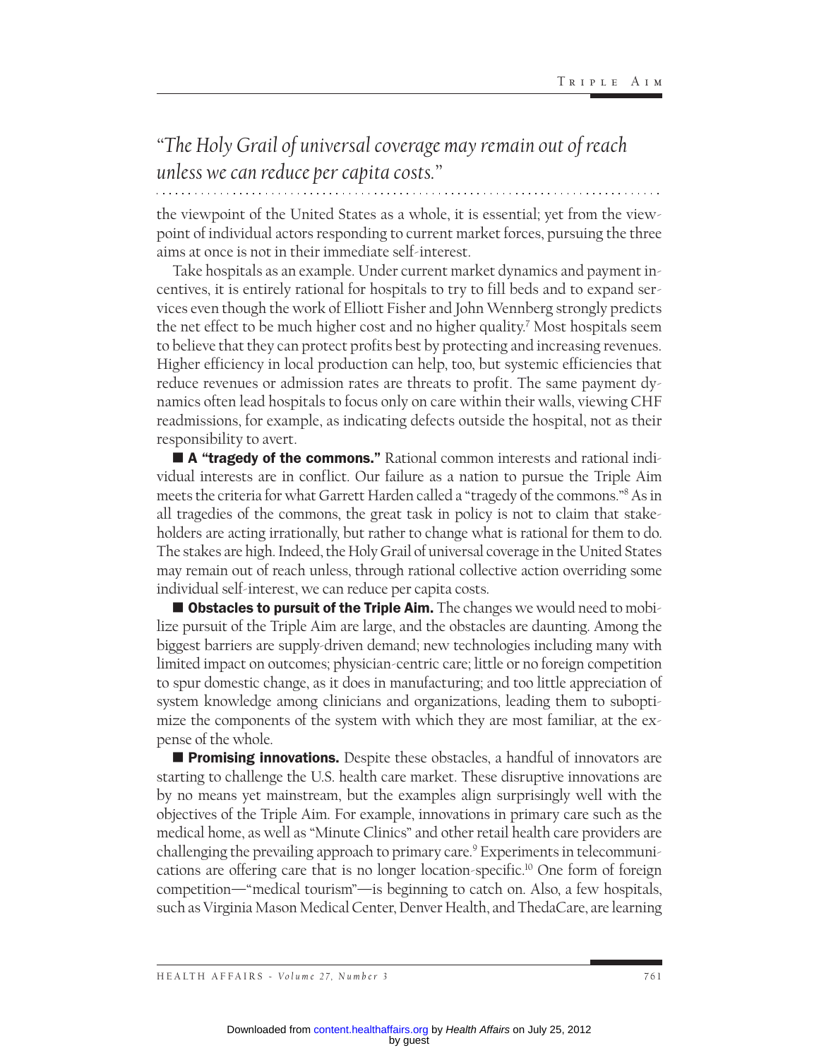*"The Holy Grail of universal coverage may remain out of reach unless we can reduce per capita costs."*

the viewpoint of the United States as a whole, it is essential; yet from the viewpoint of individual actors responding to current market forces, pursuing the three aims at once is not in their immediate self-interest.

Take hospitals as an example. Under current market dynamics and payment incentives, it is entirely rational for hospitals to try to fill beds and to expand services even though the work of Elliott Fisher and John Wennberg strongly predicts the net effect to be much higher cost and no higher quality.[7] Most hospitals seem to believe that they can protect profits best by protecting and increasing revenues. Higher efficiency in local production can help, too, but systemic efficiencies that reduce revenues or admission rates are threats to profit. The same payment dynamics often lead hospitals to focus only on care within their walls, viewing CHF readmissions, for example, as indicating defects outside the hospital, not as their responsibility to avert.

■ **A "tragedy of the commons."** Rational common interests and rational individual interests are in conflict. Our failure as a nation to pursue the Triple Aim meets the criteria for what Garrett Harden called a "tragedy of the commons."[8] As in all tragedies of the commons, the great task in policy is not to claim that stakeholders are acting irrationally, but rather to change what is rational for them to do. The stakes are high. Indeed, the Holy Grail of universal coverage in the United States may remain out of reach unless, through rational collective action overriding some individual self-interest, we can reduce per capita costs.

■ **Obstacles to pursuit of the Triple Aim.** The changes we would need to mobilize pursuit of the Triple Aim are large, and the obstacles are daunting. Among the biggest barriers are supply-driven demand; new technologies including many with limited impact on outcomes; physician-centric care; little or no foreign competition to spur domestic change, as it does in manufacturing; and too little appreciation of system knowledge among clinicians and organizations, leading them to suboptimize the components of the system with which they are most familiar, at the expense of the whole.

■ **Promising innovations.** Despite these obstacles, a handful of innovators are starting to challenge the U.S. health care market. These disruptive innovations are by no means yet mainstream, but the examples align surprisingly well with the objectives of the Triple Aim. For example, innovations in primary care such as the medical home, as well as "Minute Clinics" and other retail health care providers are challenging the prevailing approach to primary care.[9] Experiments in telecommunications are offering care that is no longer location-specific.[10] One form of foreign competition—"medical tourism"—is beginning to catch on. Also, a few hospitals, such as Virginia Mason Medical Center, Denver Health, and ThedaCare, are learning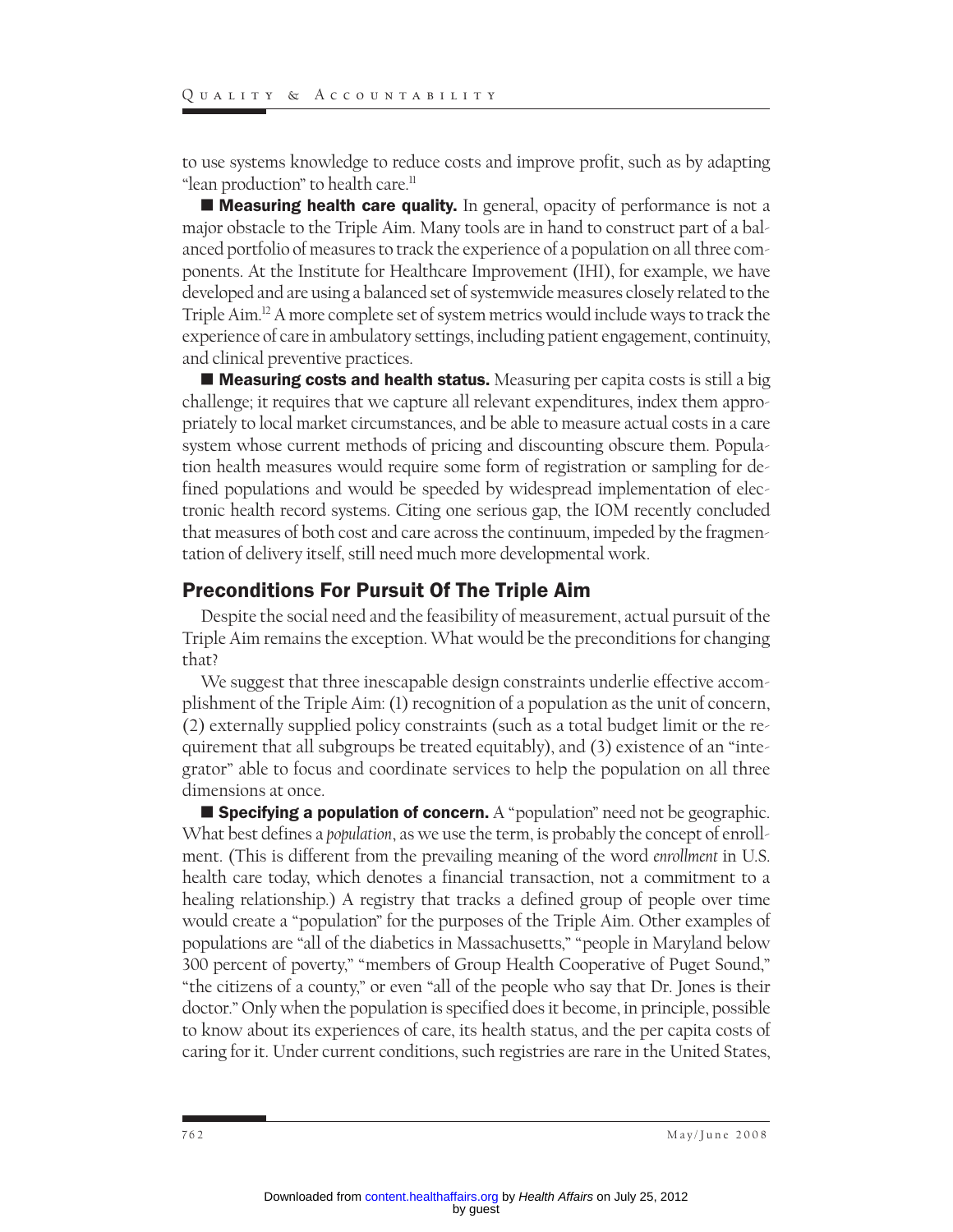to use systems knowledge to reduce costs and improve profit, such as by adapting "lean production" to health care.[11]

**Measuring health care quality.** In general, opacity of performance is not a major obstacle to the Triple Aim. Many tools are in hand to construct part of a balanced portfolio of measures to track the experience of a population on all three components. At the Institute for Healthcare Improvement (IHI), for example, we have developed and are using a balanced set of systemwide measures closely related to the Triple Aim.[12] A more complete set of system metrics would include ways to track the experience of care in ambulatory settings, including patient engagement, continuity, and clinical preventive practices.

**Measuring costs and health status.** Measuring per capita costs is still a big challenge; it requires that we capture all relevant expenditures, index them appropriately to local market circumstances, and be able to measure actual costs in a care system whose current methods of pricing and discounting obscure them. Population health measures would require some form of registration or sampling for defined populations and would be speeded by widespread implementation of electronic health record systems. Citing one serious gap, the IOM recently concluded that measures of both cost and care across the continuum, impeded by the fragmentation of delivery itself, still need much more developmental work.

## Preconditions For Pursuit Of The Triple Aim

Despite the social need and the feasibility of measurement, actual pursuit of the Triple Aim remains the exception. What would be the preconditions for changing that?

We suggest that three inescapable design constraints underlie effective accomplishment of the Triple Aim: (1) recognition of a population as the unit of concern, (2) externally supplied policy constraints (such as a total budget limit or the requirement that all subgroups be treated equitably), and (3) existence of an "integrator" able to focus and coordinate services to help the population on all three dimensions at once.

**Specifying a population of concern.** A "population" need not be geographic. What best defines a *population*, as we use the term, is probably the concept of enrollment. (This is different from the prevailing meaning of the word *enrollment* in U.S. health care today, which denotes a financial transaction, not a commitment to a healing relationship.) A registry that tracks a defined group of people over time would create a "population" for the purposes of the Triple Aim. Other examples of populations are "all of the diabetics in Massachusetts," "people in Maryland below 300 percent of poverty," "members of Group Health Cooperative of Puget Sound," "the citizens of a county," or even "all of the people who say that Dr. Jones is their doctor." Only when the population is specified does it become, in principle, possible to know about its experiences of care, its health status, and the per capita costs of caring for it. Under current conditions, such registries are rare in the United States,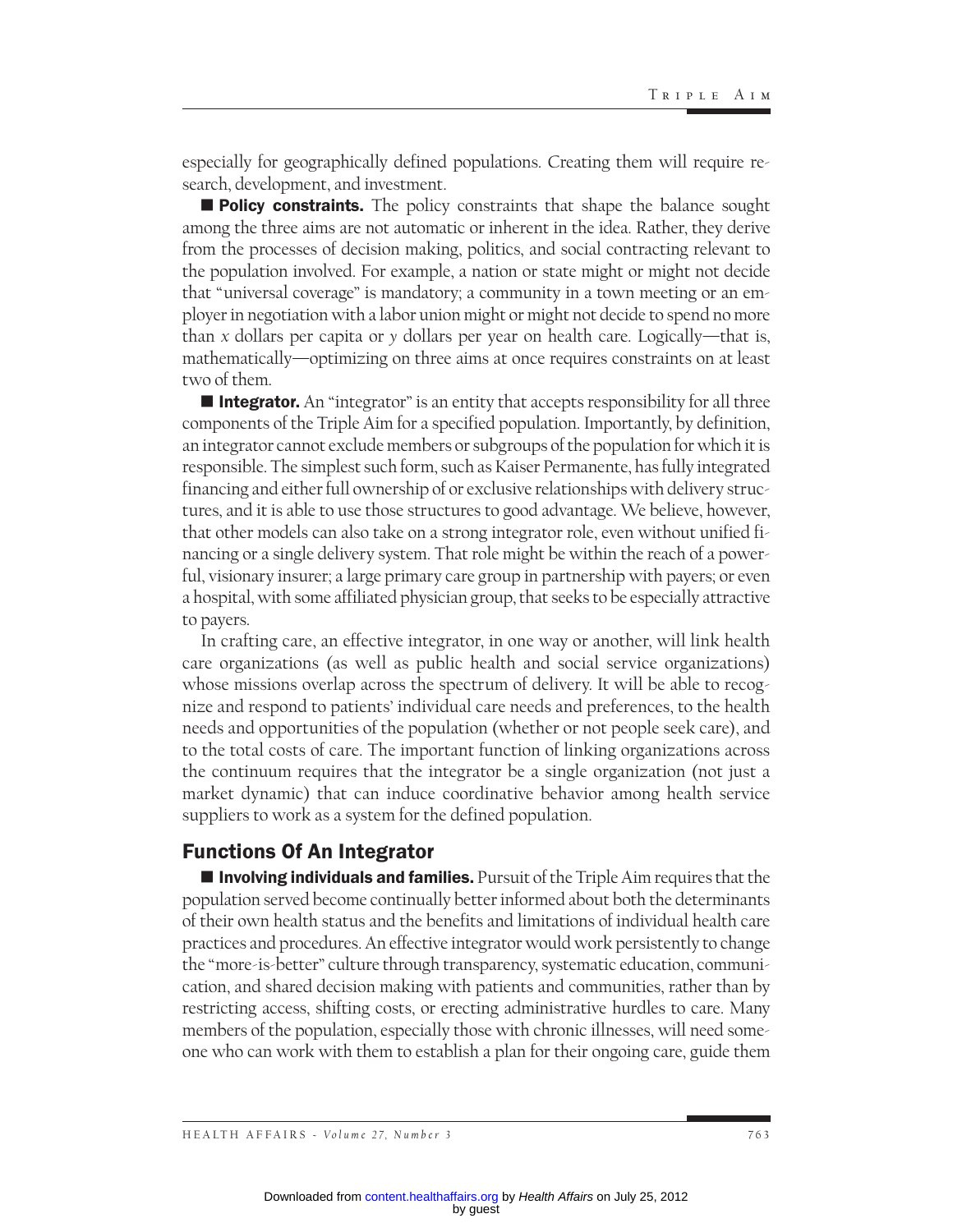especially for geographically defined populations. Creating them will require research, development, and investment.

■ **Policy constraints.** The policy constraints that shape the balance sought among the three aims are not automatic or inherent in the idea. Rather, they derive from the processes of decision making, politics, and social contracting relevant to the population involved. For example, a nation or state might or might not decide that "universal coverage" is mandatory; a community in a town meeting or an employer in negotiation with a labor union might or might not decide to spend no more than *x* dollars per capita or *y* dollars per year on health care. Logically—that is, mathematically—optimizing on three aims at once requires constraints on at least two of them.

■ **Integrator.** An "integrator" is an entity that accepts responsibility for all three components of the Triple Aim for a specified population. Importantly, by definition, an integrator cannot exclude members or subgroups of the population for which it is responsible. The simplest such form, such as Kaiser Permanente, has fully integrated financing and either full ownership of or exclusive relationships with delivery structures, and it is able to use those structures to good advantage. We believe, however, that other models can also take on a strong integrator role, even without unified financing or a single delivery system. That role might be within the reach of a powerful, visionary insurer; a large primary care group in partnership with payers; or even a hospital, with some affiliated physician group, that seeks to be especially attractive to payers.

In crafting care, an effective integrator, in one way or another, will link health care organizations (as well as public health and social service organizations) whose missions overlap across the spectrum of delivery. It will be able to recognize and respond to patients' individual care needs and preferences, to the health needs and opportunities of the population (whether or not people seek care), and to the total costs of care. The important function of linking organizations across the continuum requires that the integrator be a single organization (not just a market dynamic) that can induce coordinative behavior among health service suppliers to work as a system for the defined population.

## Functions Of An Integrator

■ **Involving individuals and families.** Pursuit of the Triple Aim requires that the population served become continually better informed about both the determinants of their own health status and the benefits and limitations of individual health care practices and procedures. An effective integrator would work persistently to change the "more-is-better" culture through transparency, systematic education, communication, and shared decision making with patients and communities, rather than by restricting access, shifting costs, or erecting administrative hurdles to care. Many members of the population, especially those with chronic illnesses, will need someone who can work with them to establish a plan for their ongoing care, guide them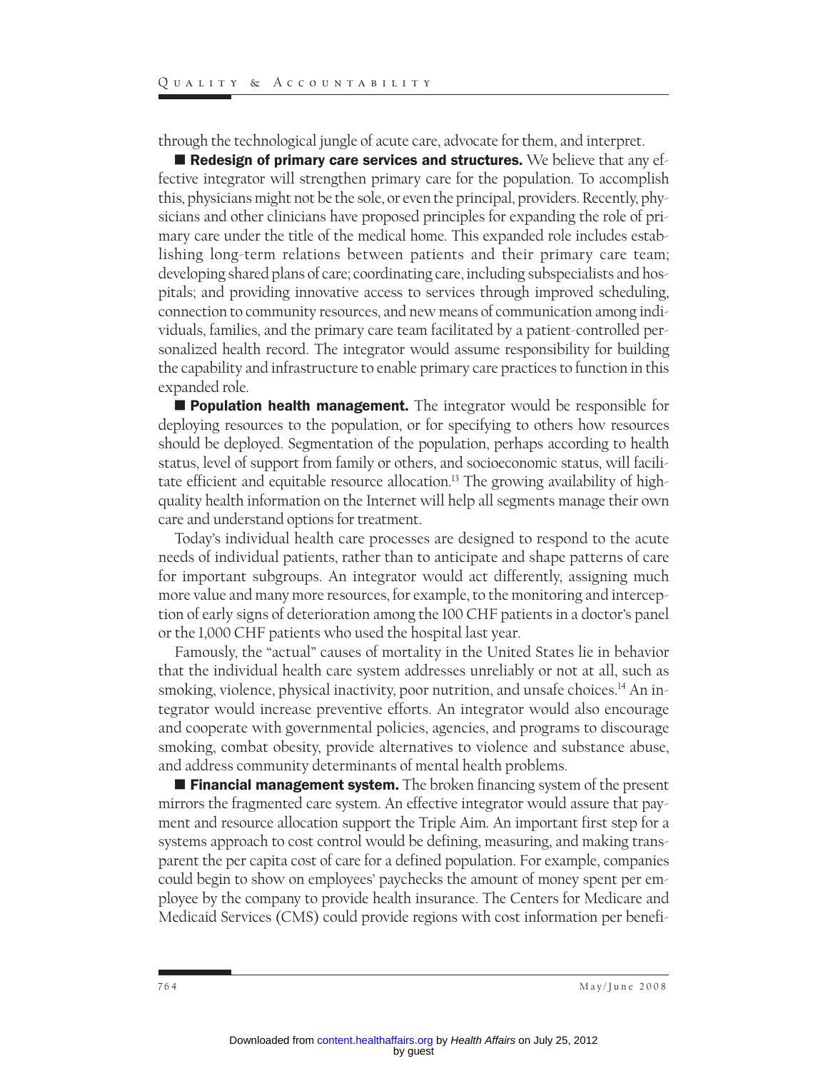through the technological jungle of acute care, advocate for them, and interpret.

■ **Redesign of primary care services and structures.** We believe that any effective integrator will strengthen primary care for the population. To accomplish this, physicians might not be the sole, or even the principal, providers. Recently, physicians and other clinicians have proposed principles for expanding the role of primary care under the title of the medical home. This expanded role includes establishing long-term relations between patients and their primary care team; developing shared plans of care; coordinating care, including subspecialists and hospitals; and providing innovative access to services through improved scheduling, connection to community resources, and new means of communication among individuals, families, and the primary care team facilitated by a patient-controlled personalized health record. The integrator would assume responsibility for building the capability and infrastructure to enable primary care practices to function in this expanded role.

■ **Population health management.** The integrator would be responsible for deploying resources to the population, or for specifying to others how resources should be deployed. Segmentation of the population, perhaps according to health status, level of support from family or others, and socioeconomic status, will facilitate efficient and equitable resource allocation.[13] The growing availability of high-quality health information on the Internet will help all segments manage their own care and understand options for treatment.

Today's individual health care processes are designed to respond to the acute needs of individual patients, rather than to anticipate and shape patterns of care for important subgroups. An integrator would act differently, assigning much more value and many more resources, for example, to the monitoring and interception of early signs of deterioration among the 100 CHF patients in a doctor's panel or the 1,000 CHF patients who used the hospital last year.

Famously, the "actual" causes of mortality in the United States lie in behavior that the individual health care system addresses unreliably or not at all, such as smoking, violence, physical inactivity, poor nutrition, and unsafe choices.[14] An integrator would increase preventive efforts. An integrator would also encourage and cooperate with governmental policies, agencies, and programs to discourage smoking, combat obesity, provide alternatives to violence and substance abuse, and address community determinants of mental health problems.

■ **Financial management system.** The broken financing system of the present mirrors the fragmented care system. An effective integrator would assure that payment and resource allocation support the Triple Aim. An important first step for a systems approach to cost control would be defining, measuring, and making transparent the per capita cost of care for a defined population. For example, companies could begin to show on employees' paychecks the amount of money spent per employee by the company to provide health insurance. The Centers for Medicare and Medicaid Services (CMS) could provide regions with cost information per benefi-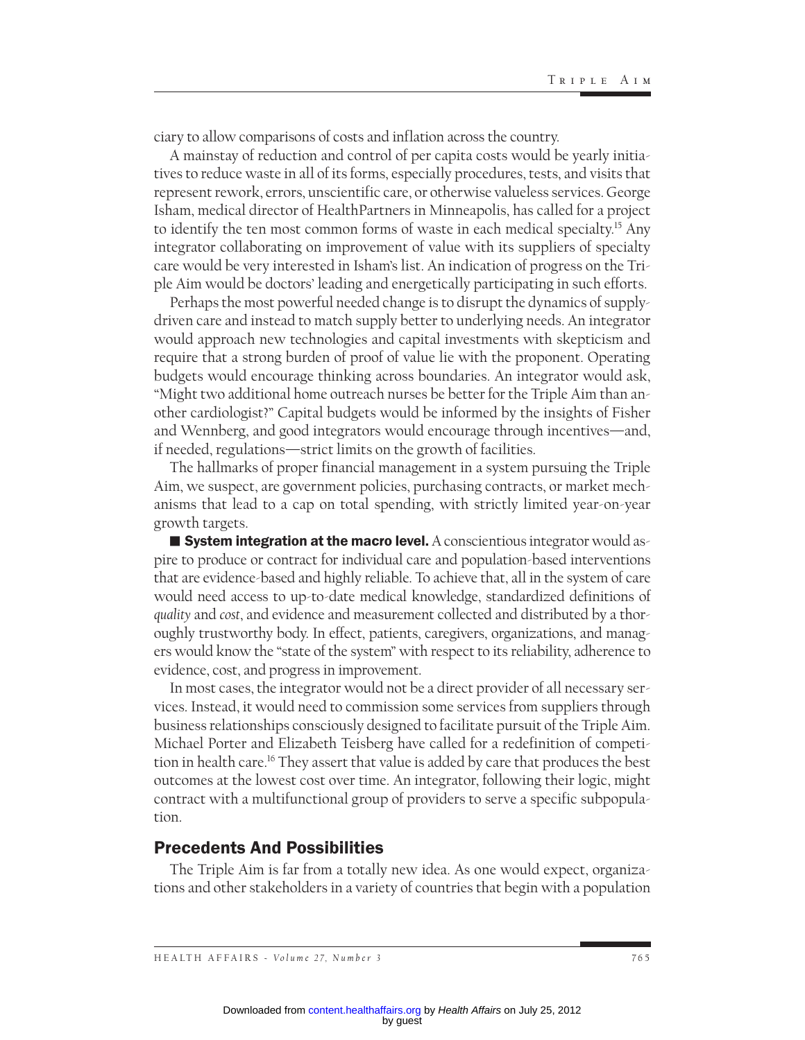ciary to allow comparisons of costs and inflation across the country.

A mainstay of reduction and control of per capita costs would be yearly initiatives to reduce waste in all of its forms, especially procedures, tests, and visits that represent rework, errors, unscientific care, or otherwise valueless services. George Isham, medical director of HealthPartners in Minneapolis, has called for a project to identify the ten most common forms of waste in each medical specialty.[15] Any integrator collaborating on improvement of value with its suppliers of specialty care would be very interested in Isham's list. An indication of progress on the Triple Aim would be doctors' leading and energetically participating in such efforts.

Perhaps the most powerful needed change is to disrupt the dynamics of supply-driven care and instead to match supply better to underlying needs. An integrator would approach new technologies and capital investments with skepticism and require that a strong burden of proof of value lie with the proponent. Operating budgets would encourage thinking across boundaries. An integrator would ask, "Might two additional home outreach nurses be better for the Triple Aim than another cardiologist?" Capital budgets would be informed by the insights of Fisher and Wennberg, and good integrators would encourage through incentives—and, if needed, regulations—strict limits on the growth of facilities.

The hallmarks of proper financial management in a system pursuing the Triple Aim, we suspect, are government policies, purchasing contracts, or market mechanisms that lead to a cap on total spending, with strictly limited year-on-year growth targets.

■ **System integration at the macro level.** A conscientious integrator would aspire to produce or contract for individual care and population-based interventions that are evidence-based and highly reliable. To achieve that, all in the system of care would need access to up-to-date medical knowledge, standardized definitions of *quality* and *cost*, and evidence and measurement collected and distributed by a thoroughly trustworthy body. In effect, patients, caregivers, organizations, and managers would know the "state of the system" with respect to its reliability, adherence to evidence, cost, and progress in improvement.

In most cases, the integrator would not be a direct provider of all necessary services. Instead, it would need to commission some services from suppliers through business relationships consciously designed to facilitate pursuit of the Triple Aim. Michael Porter and Elizabeth Teisberg have called for a redefinition of competition in health care.[16] They assert that value is added by care that produces the best outcomes at the lowest cost over time. An integrator, following their logic, might contract with a multifunctional group of providers to serve a specific subpopulation.

## Precedents And Possibilities

The Triple Aim is far from a totally new idea. As one would expect, organizations and other stakeholders in a variety of countries that begin with a population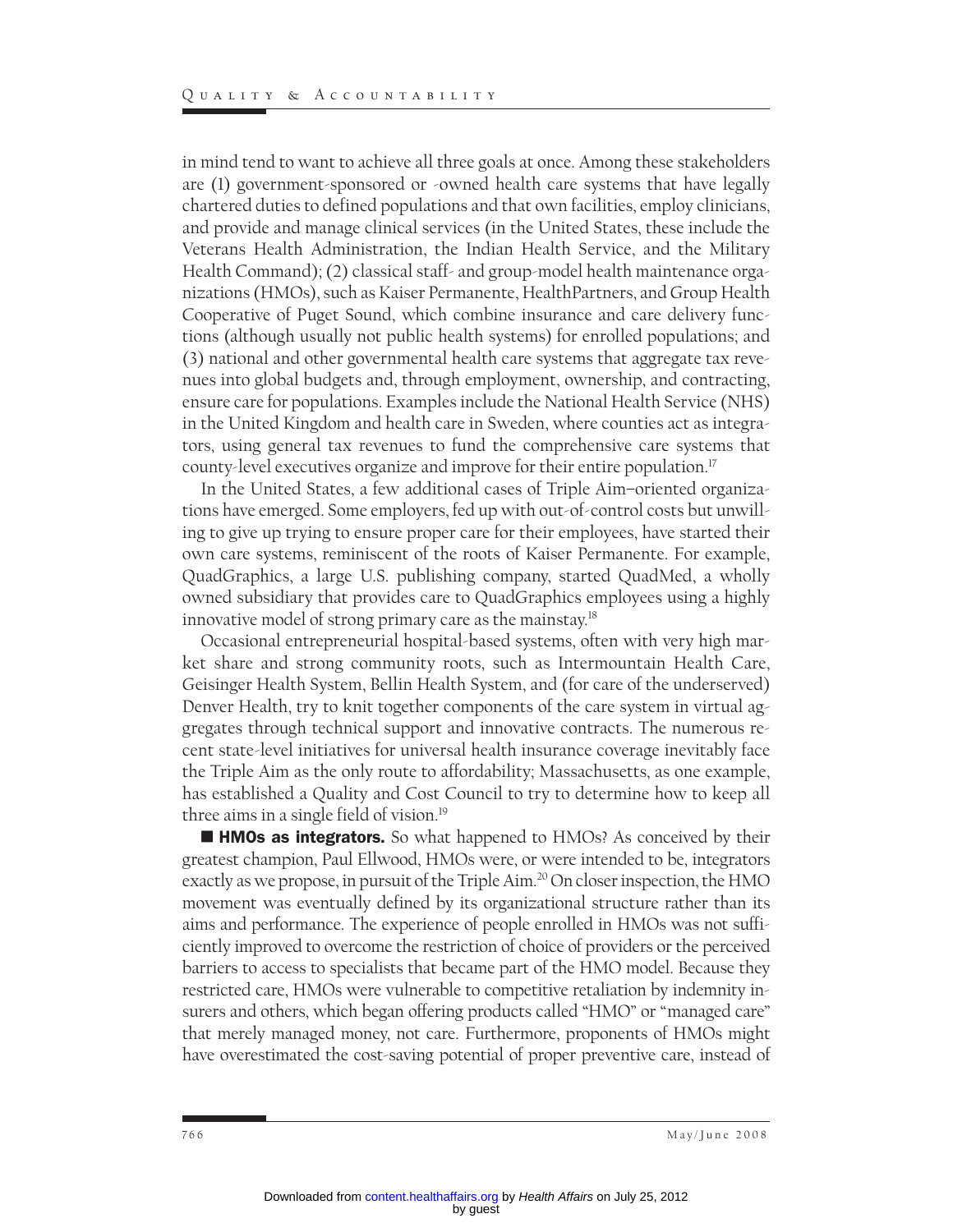in mind tend to want to achieve all three goals at once. Among these stakeholders are (1) government-sponsored or -owned health care systems that have legally chartered duties to defined populations and that own facilities, employ clinicians, and provide and manage clinical services (in the United States, these include the Veterans Health Administration, the Indian Health Service, and the Military Health Command); (2) classical staff- and group-model health maintenance organizations (HMOs), such as Kaiser Permanente, HealthPartners, and Group Health Cooperative of Puget Sound, which combine insurance and care delivery functions (although usually not public health systems) for enrolled populations; and (3) national and other governmental health care systems that aggregate tax revenues into global budgets and, through employment, ownership, and contracting, ensure care for populations. Examples include the National Health Service (NHS) in the United Kingdom and health care in Sweden, where counties act as integrators, using general tax revenues to fund the comprehensive care systems that county-level executives organize and improve for their entire population.[17]

In the United States, a few additional cases of Triple Aim–oriented organizations have emerged. Some employers, fed up with out-of-control costs but unwilling to give up trying to ensure proper care for their employees, have started their own care systems, reminiscent of the roots of Kaiser Permanente. For example, QuadGraphics, a large U.S. publishing company, started QuadMed, a wholly owned subsidiary that provides care to QuadGraphics employees using a highly innovative model of strong primary care as the mainstay.[18]

Occasional entrepreneurial hospital-based systems, often with very high market share and strong community roots, such as Intermountain Health Care, Geisinger Health System, Bellin Health System, and (for care of the underserved) Denver Health, try to knit together components of the care system in virtual aggregates through technical support and innovative contracts. The numerous recent state-level initiatives for universal health insurance coverage inevitably face the Triple Aim as the only route to affordability; Massachusetts, as one example, has established a Quality and Cost Council to try to determine how to keep all three aims in a single field of vision.[19]

■ **HMOs as integrators.** So what happened to HMOs? As conceived by their greatest champion, Paul Ellwood, HMOs were, or were intended to be, integrators exactly as we propose, in pursuit of the Triple Aim.[20] On closer inspection, the HMO movement was eventually defined by its organizational structure rather than its aims and performance. The experience of people enrolled in HMOs was not sufficiently improved to overcome the restriction of choice of providers or the perceived barriers to access to specialists that became part of the HMO model. Because they restricted care, HMOs were vulnerable to competitive retaliation by indemnity insurers and others, which began offering products called "HMO" or "managed care" that merely managed money, not care. Furthermore, proponents of HMOs might have overestimated the cost-saving potential of proper preventive care, instead of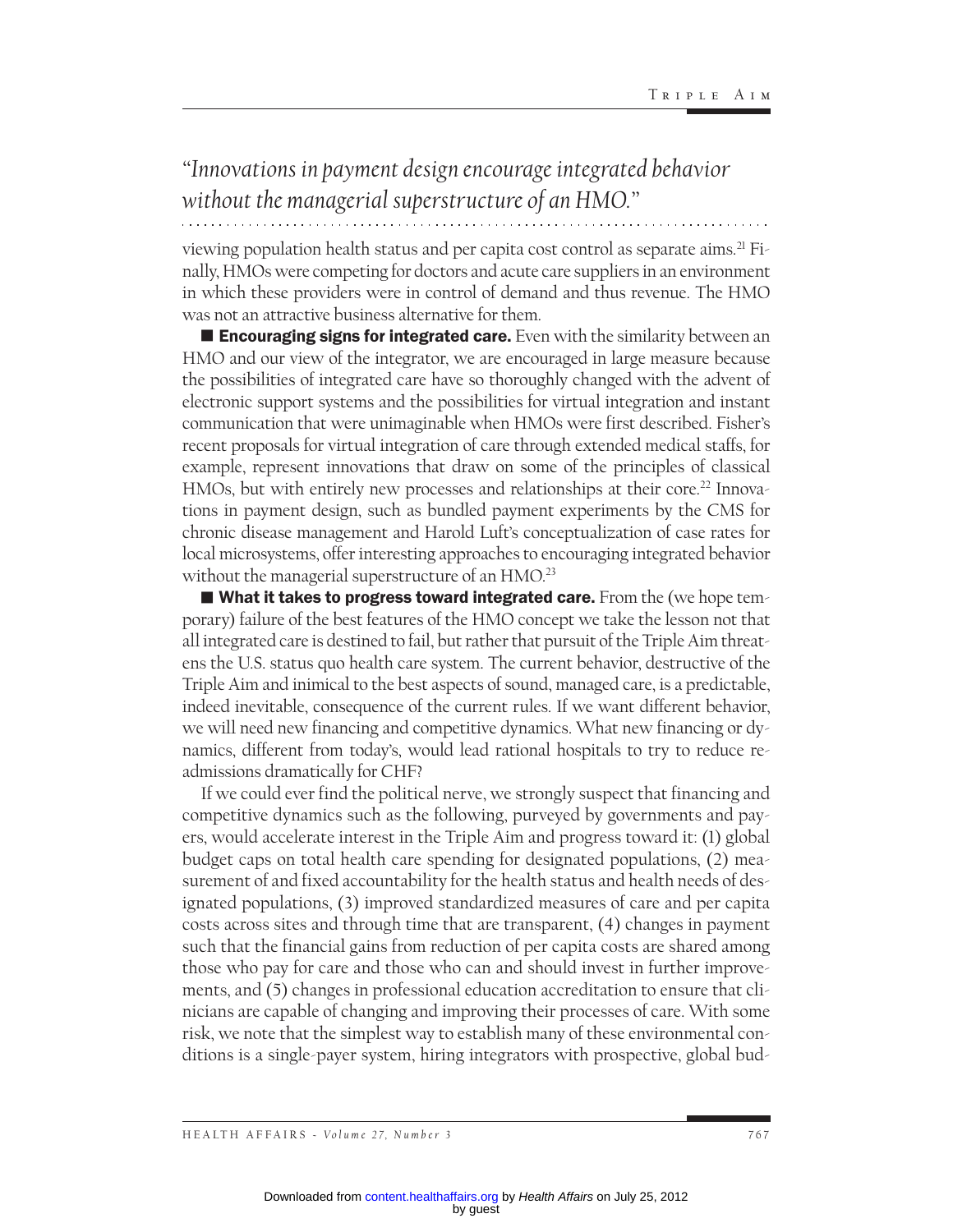*"Innovations in payment design encourage integrated behavior without the managerial superstructure of an HMO."*

viewing population health status and per capita cost control as separate aims.[21] Finally, HMOs were competing for doctors and acute care suppliers in an environment in which these providers were in control of demand and thus revenue. The HMO was not an attractive business alternative for them.

■ **Encouraging signs for integrated care.** Even with the similarity between an HMO and our view of the integrator, we are encouraged in large measure because the possibilities of integrated care have so thoroughly changed with the advent of electronic support systems and the possibilities for virtual integration and instant communication that were unimaginable when HMOs were first described. Fisher's recent proposals for virtual integration of care through extended medical staffs, for example, represent innovations that draw on some of the principles of classical HMOs, but with entirely new processes and relationships at their core.[22] Innovations in payment design, such as bundled payment experiments by the CMS for chronic disease management and Harold Luft's conceptualization of case rates for local microsystems, offer interesting approaches to encouraging integrated behavior without the managerial superstructure of an HMO.[23]

■ **What it takes to progress toward integrated care.** From the (we hope temporary) failure of the best features of the HMO concept we take the lesson not that all integrated care is destined to fail, but rather that pursuit of the Triple Aim threatens the U.S. status quo health care system. The current behavior, destructive of the Triple Aim and inimical to the best aspects of sound, managed care, is a predictable, indeed inevitable, consequence of the current rules. If we want different behavior, we will need new financing and competitive dynamics. What new financing or dynamics, different from today's, would lead rational hospitals to try to reduce readmissions dramatically for CHF?

If we could ever find the political nerve, we strongly suspect that financing and competitive dynamics such as the following, purveyed by governments and payers, would accelerate interest in the Triple Aim and progress toward it: (1) global budget caps on total health care spending for designated populations, (2) measurement of and fixed accountability for the health status and health needs of designated populations, (3) improved standardized measures of care and per capita costs across sites and through time that are transparent, (4) changes in payment such that the financial gains from reduction of per capita costs are shared among those who pay for care and those who can and should invest in further improvements, and (5) changes in professional education accreditation to ensure that clinicians are capable of changing and improving their processes of care. With some risk, we note that the simplest way to establish many of these environmental conditions is a single-payer system, hiring integrators with prospective, global bud-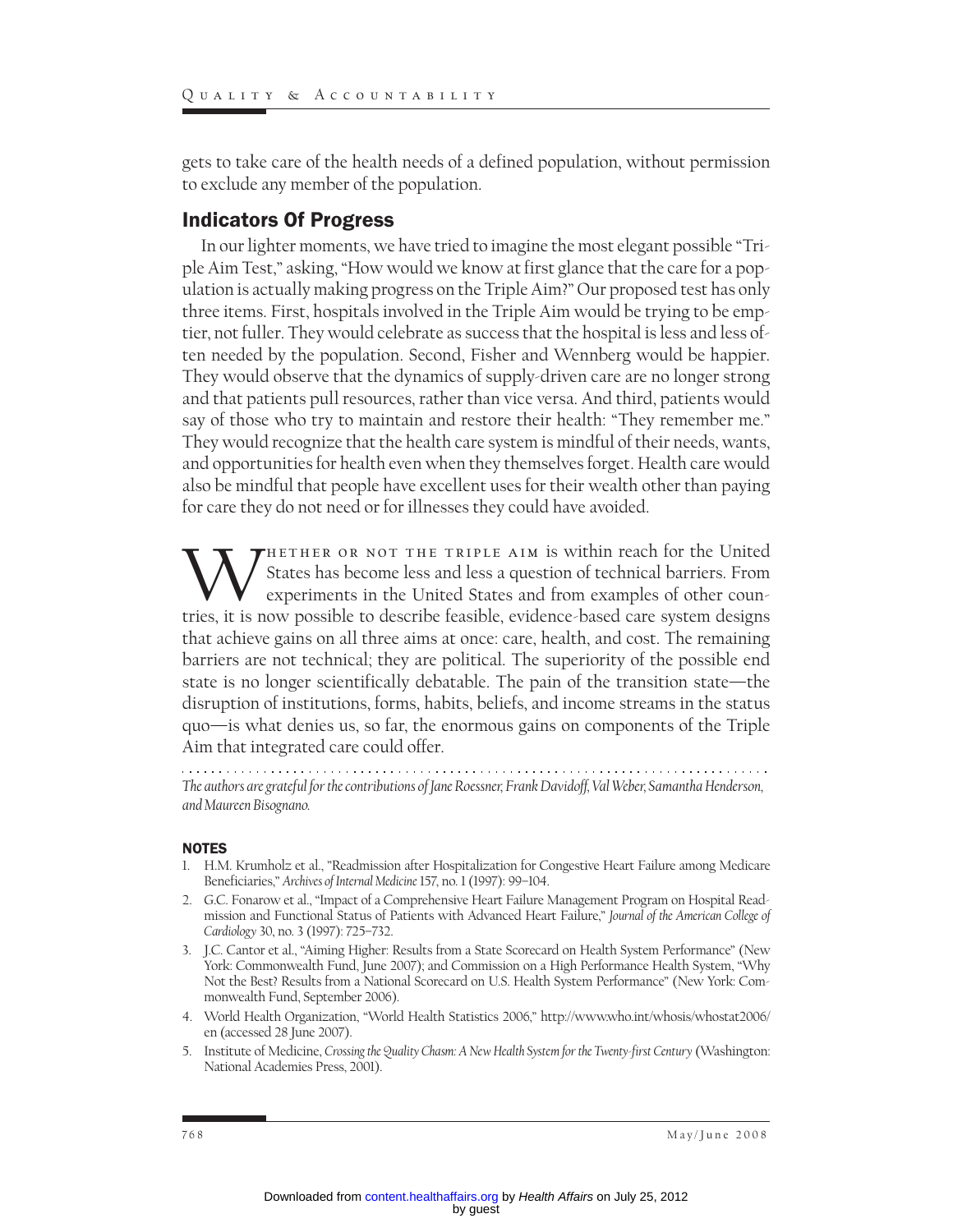gets to take care of the health needs of a defined population, without permission to exclude any member of the population.

## Indicators Of Progress

In our lighter moments, we have tried to imagine the most elegant possible "Triple Aim Test," asking, "How would we know at first glance that the care for a population is actually making progress on the Triple Aim?" Our proposed test has only three items. First, hospitals involved in the Triple Aim would be trying to be emptier, not fuller. They would celebrate as success that the hospital is less and less often needed by the population. Second, Fisher and Wennberg would be happier. They would observe that the dynamics of supply-driven care are no longer strong and that patients pull resources, rather than vice versa. And third, patients would say of those who try to maintain and restore their health: "They remember me." They would recognize that the health care system is mindful of their needs, wants, and opportunities for health even when they themselves forget. Health care would also be mindful that people have excellent uses for their wealth other than paying for care they do not need or for illnesses they could have avoided.

Whether or not the Triple Aim is within reach for the United States has become less and less a question of technical barriers. From experiments in the United States and from examples of other countries, it is now possible to describe feasible, evidence-based care system designs that achieve gains on all three aims at once: care, health, and cost. The remaining barriers are not technical; they are political. The superiority of the possible end state is no longer scientifically debatable. The pain of the transition state—the disruption of institutions, forms, habits, beliefs, and income streams in the status quo—is what denies us, so far, the enormous gains on components of the Triple Aim that integrated care could offer.

---

*The authors are grateful for the contributions of Jane Roessner, Frank Davidoff, Val Weber, Samantha Henderson, and Maureen Bisognano.*

### NOTES

1. H.M. Krumholz et al., "Readmission after Hospitalization for Congestive Heart Failure among Medicare Beneficiaries," *Archives of Internal Medicine* 157, no. 1 (1997): 99–104.
2. G.C. Fonarow et al., "Impact of a Comprehensive Heart Failure Management Program on Hospital Readmission and Functional Status of Patients with Advanced Heart Failure," *Journal of the American College of Cardiology* 30, no. 3 (1997): 725–732.
3. J.C. Cantor et al., "Aiming Higher: Results from a State Scorecard on Health System Performance" (New York: Commonwealth Fund, June 2007); and Commission on a High Performance Health System, "Why Not the Best? Results from a National Scorecard on U.S. Health System Performance" (New York: Commonwealth Fund, September 2006).
4. World Health Organization, "World Health Statistics 2006," http://www.who.int/whosis/whostat2006/en (accessed 28 June 2007).
5. Institute of Medicine, *Crossing the Quality Chasm: A New Health System for the Twenty-first Century* (Washington: National Academies Press, 2001).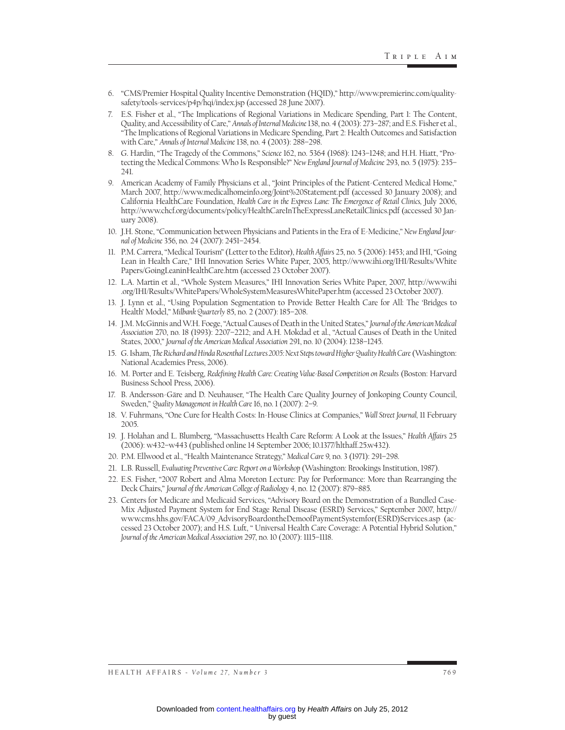6. "CMS/Premier Hospital Quality Incentive Demonstration (HQID)," http://www.premierinc.com/quality-safety/tools-services/p4p/hqi/index.jsp (accessed 28 June 2007).
7. E.S. Fisher et al., "The Implications of Regional Variations in Medicare Spending, Part 1: The Content, Quality, and Accessibility of Care," *Annals of Internal Medicine* 138, no. 4 (2003): 273–287; and E.S. Fisher et al., "The Implications of Regional Variations in Medicare Spending, Part 2: Health Outcomes and Satisfaction with Care," *Annals of Internal Medicine* 138, no. 4 (2003): 288–298.
8. G. Hardin, "The Tragedy of the Commons," *Science* 162, no. 5364 (1968): 1243–1248; and H.H. Hiatt, "Protecting the Medical Commons: Who Is Responsible?" *New England Journal of Medicine* 293, no. 5 (1975): 235–241.
9. American Academy of Family Physicians et al., "Joint Principles of the Patient-Centered Medical Home," March 2007, http://www.medicalhomeinfo.org/Joint%20Statement.pdf (accessed 30 January 2008); and California HealthCare Foundation, *Health Care in the Express Lane: The Emergence of Retail Clinics,* July 2006, http://www.chcf.org/documents/policy/HealthCareInTheExpressLaneRetailClinics.pdf (accessed 30 January 2008).
10. J.H. Stone, "Communication between Physicians and Patients in the Era of E-Medicine," *New England Journal of Medicine* 356, no. 24 (2007): 2451–2454.
11. P.M. Carrera, "Medical Tourism" (Letter to the Editor), *Health Affairs* 25, no. 5 (2006): 1453; and IHI, "Going Lean in Health Care," IHI Innovation Series White Paper, 2005, http://www.ihi.org/IHI/Results/White Papers/GoingLeaninHealthCare.htm (accessed 23 October 2007).
12. L.A. Martin et al., "Whole System Measures," IHI Innovation Series White Paper, 2007, http://www.ihi.org/IHI/Results/WhitePapers/WholeSystemMeasuresWhitePaper.htm (accessed 23 October 2007).
13. J. Lynn et al., "Using Population Segmentation to Provide Better Health Care for All: The 'Bridges to Health' Model," *Milbank Quarterly* 85, no. 2 (2007): 185–208.
14. J.M. McGinnis and W.H. Foege, "Actual Causes of Death in the United States," *Journal of the American Medical Association* 270, no. 18 (1993): 2207–2212; and A.H. Mokdad et al., "Actual Causes of Death in the United States, 2000," *Journal of the American Medical Association* 291, no. 10 (2004): 1238–1245.
15. G. Isham, *The Richard and Hinda Rosenthal Lectures 2005: Next Steps toward Higher Quality Health Care* (Washington: National Academies Press, 2006).
16. M. Porter and E. Teisberg, *Redefining Health Care: Creating Value-Based Competition on Results* (Boston: Harvard Business School Press, 2006).
17. B. Andersson-Gäre and D. Neuhauser, "The Health Care Quality Journey of Jonkoping County Council, Sweden," *Quality Management in Health Care* 16, no. 1 (2007): 2–9.
18. V. Fuhrmans, "One Cure for Health Costs: In-House Clinics at Companies," *Wall Street Journal,* 11 February 2005.
19. J. Holahan and L. Blumberg, "Massachusetts Health Care Reform: A Look at the Issues," *Health Affairs* 25 (2006): w432–w443 (published online 14 September 2006; 10.1377/hlthaff.25.w432).
20. P.M. Ellwood et al., "Health Maintenance Strategy," *Medical Care* 9, no. 3 (1971): 291–298.
21. L.B. Russell, *Evaluating Preventive Care: Report on a Workshop* (Washington: Brookings Institution, 1987).
22. E.S. Fisher, "2007 Robert and Alma Moreton Lecture: Pay for Performance: More than Rearranging the Deck Chairs," *Journal of the American College of Radiology* 4, no. 12 (2007): 879–885.
23. Centers for Medicare and Medicaid Services, "Advisory Board on the Demonstration of a Bundled Case-Mix Adjusted Payment System for End Stage Renal Disease (ESRD) Services," September 2007, http://www.cms.hhs.gov/FACA/09_AdvisoryBoardontheDemoofPaymentSystemfor(ESRD)Services.asp (accessed 23 October 2007); and H.S. Luft, " Universal Health Care Coverage: A Potential Hybrid Solution," *Journal of the American Medical Association* 297, no. 10 (2007): 1115–1118.